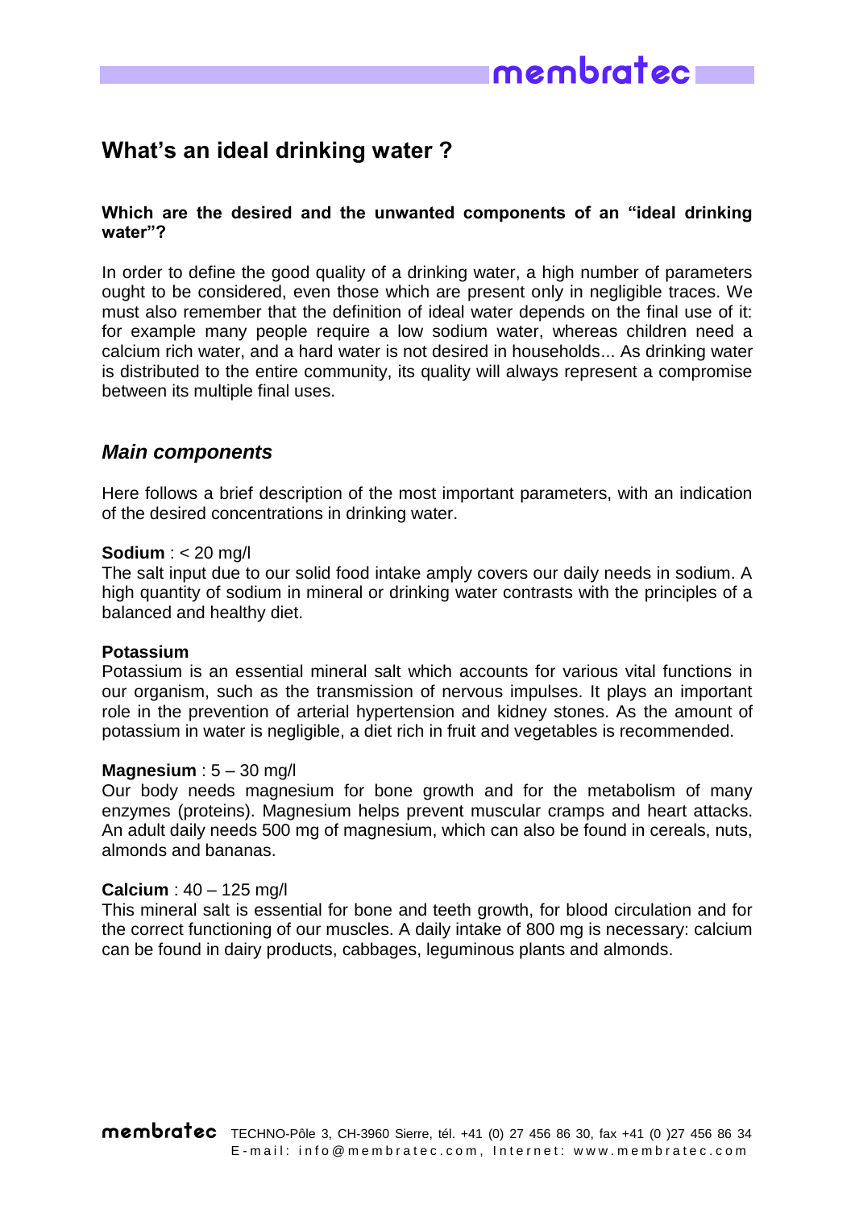# What's an ideal drinking water ?

**Which are the desired and the unwanted components of an "ideal drinking water"?**

In order to define the good quality of a drinking water, a high number of parameters ought to be considered, even those which are present only in negligible traces. We must also remember that the definition of ideal water depends on the final use of it: for example many people require a low sodium water, whereas children need a calcium rich water, and a hard water is not desired in households... As drinking water is distributed to the entire community, its quality will always represent a compromise between its multiple final uses.

## *Main components*

Here follows a brief description of the most important parameters, with an indication of the desired concentrations in drinking water.

**Sodium** : < 20 mg/l
The salt input due to our solid food intake amply covers our daily needs in sodium. A high quantity of sodium in mineral or drinking water contrasts with the principles of a balanced and healthy diet.

**Potassium**
Potassium is an essential mineral salt which accounts for various vital functions in our organism, such as the transmission of nervous impulses. It plays an important role in the prevention of arterial hypertension and kidney stones. As the amount of potassium in water is negligible, a diet rich in fruit and vegetables is recommended.

**Magnesium** : 5 – 30 mg/l
Our body needs magnesium for bone growth and for the metabolism of many enzymes (proteins). Magnesium helps prevent muscular cramps and heart attacks. An adult daily needs 500 mg of magnesium, which can also be found in cereals, nuts, almonds and bananas.

**Calcium** : 40 – 125 mg/l
This mineral salt is essential for bone and teeth growth, for blood circulation and for the correct functioning of our muscles. A daily intake of 800 mg is necessary: calcium can be found in dairy products, cabbages, leguminous plants and almonds.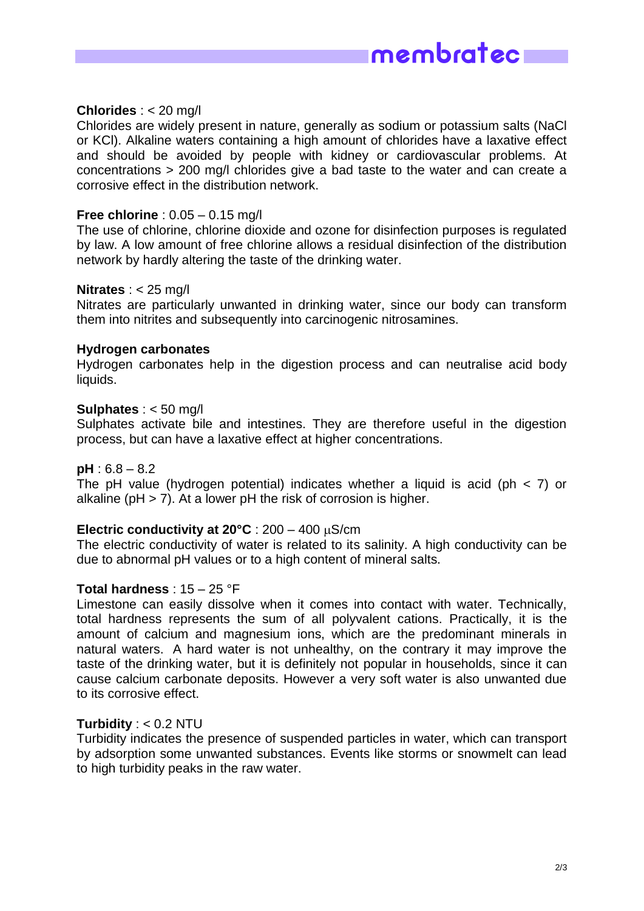**Chlorides** : < 20 mg/l

Chlorides are widely present in nature, generally as sodium or potassium salts ($NaCl$ or $KCl$). Alkaline waters containing a high amount of chlorides have a laxative effect and should be avoided by people with kidney or cardiovascular problems. At concentrations > 200 mg/l chlorides give a bad taste to the water and can create a corrosive effect in the distribution network.

**Free chlorine** : 0.05 – 0.15 mg/l

The use of chlorine, chlorine dioxide and ozone for disinfection purposes is regulated by law. A low amount of free chlorine allows a residual disinfection of the distribution network by hardly altering the taste of the drinking water.

**Nitrates** : < 25 mg/l

Nitrates are particularly unwanted in drinking water, since our body can transform them into nitrites and subsequently into carcinogenic nitrosamines.

**Hydrogen carbonates**

Hydrogen carbonates help in the digestion process and can neutralise acid body liquids.

**Sulphates** : < 50 mg/l

Sulphates activate bile and intestines. They are therefore useful in the digestion process, but can have a laxative effect at higher concentrations.

**pH** : 6.8 – 8.2

The pH value (hydrogen potential) indicates whether a liquid is acid (ph < 7) or alkaline (pH > 7). At a lower pH the risk of corrosion is higher.

**Electric conductivity at 20°C** : 200 – 400 µS/cm

The electric conductivity of water is related to its salinity. A high conductivity can be due to abnormal pH values or to a high content of mineral salts.

**Total hardness** : 15 – 25 °F

Limestone can easily dissolve when it comes into contact with water. Technically, total hardness represents the sum of all polyvalent cations. Practically, it is the amount of calcium and magnesium ions, which are the predominant minerals in natural waters. A hard water is not unhealthy, on the contrary it may improve the taste of the drinking water, but it is definitely not popular in households, since it can cause calcium carbonate deposits. However a very soft water is also unwanted due to its corrosive effect.

**Turbidity** : < 0.2 NTU

Turbidity indicates the presence of suspended particles in water, which can transport by adsorption some unwanted substances. Events like storms or snowmelt can lead to high turbidity peaks in the raw water.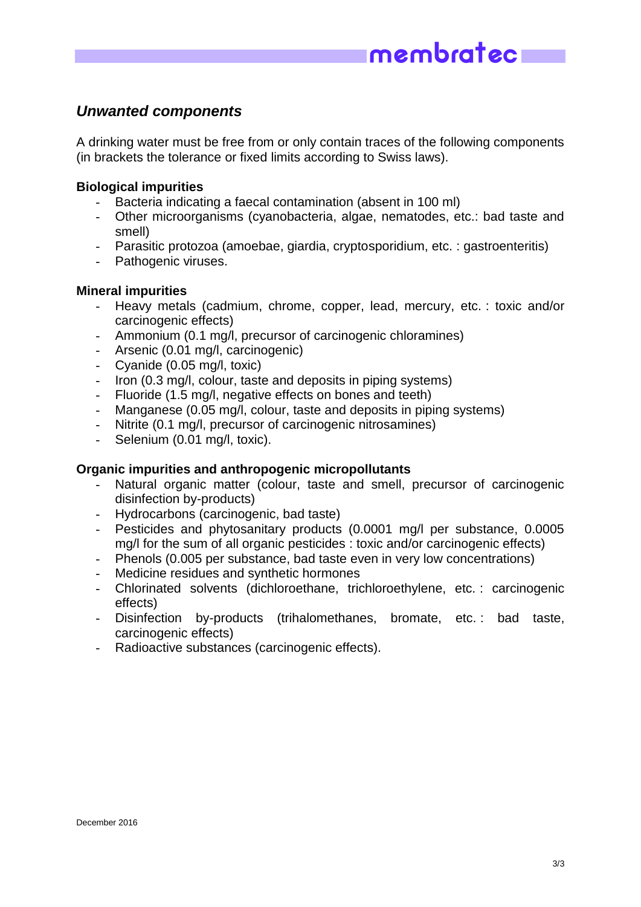## *Unwanted components*

A drinking water must be free from or only contain traces of the following components (in brackets the tolerance or fixed limits according to Swiss laws).

**Biological impurities**

- Bacteria indicating a faecal contamination (absent in 100 ml)
- Other microorganisms (cyanobacteria, algae, nematodes, etc.: bad taste and smell)
- Parasitic protozoa (amoebae, giardia, cryptosporidium, etc. : gastroenteritis)
- Pathogenic viruses.

**Mineral impurities**

- Heavy metals (cadmium, chrome, copper, lead, mercury, etc. : toxic and/or carcinogenic effects)
- Ammonium (0.1 mg/l, precursor of carcinogenic chloramines)
- Arsenic (0.01 mg/l, carcinogenic)
- Cyanide (0.05 mg/l, toxic)
- Iron (0.3 mg/l, colour, taste and deposits in piping systems)
- Fluoride (1.5 mg/l, negative effects on bones and teeth)
- Manganese (0.05 mg/l, colour, taste and deposits in piping systems)
- Nitrite (0.1 mg/l, precursor of carcinogenic nitrosamines)
- Selenium (0.01 mg/l, toxic).

**Organic impurities and anthropogenic micropollutants**

- Natural organic matter (colour, taste and smell, precursor of carcinogenic disinfection by-products)
- Hydrocarbons (carcinogenic, bad taste)
- Pesticides and phytosanitary products (0.0001 mg/l per substance, 0.0005 mg/l for the sum of all organic pesticides : toxic and/or carcinogenic effects)
- Phenols (0.005 per substance, bad taste even in very low concentrations)
- Medicine residues and synthetic hormones
- Chlorinated solvents (dichloroethane, trichloroethylene, etc. : carcinogenic effects)
- Disinfection by-products (trihalomethanes, bromate, etc. : bad taste, carcinogenic effects)
- Radioactive substances (carcinogenic effects).

December 2016